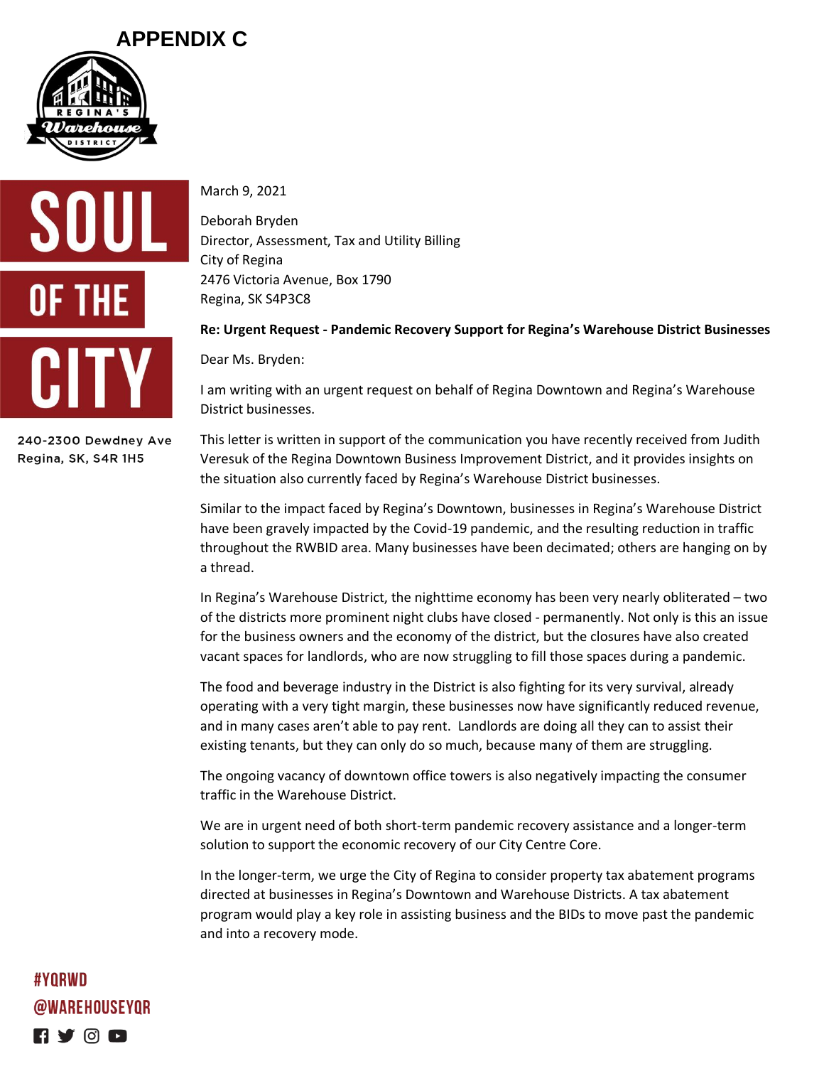# APPENDIX C

SOUL OF THE CITY

240-2300 Dewdney Ave
Regina, SK, S4R 1H5

March 9, 2021

Deborah Bryden
Director, Assessment, Tax and Utility Billing
City of Regina
2476 Victoria Avenue, Box 1790
Regina, SK S4P3C8

**Re: Urgent Request - Pandemic Recovery Support for Regina's Warehouse District Businesses**

Dear Ms. Bryden:

I am writing with an urgent request on behalf of Regina Downtown and Regina's Warehouse District businesses.

This letter is written in support of the communication you have recently received from Judith Veresuk of the Regina Downtown Business Improvement District, and it provides insights on the situation also currently faced by Regina's Warehouse District businesses.

Similar to the impact faced by Regina's Downtown, businesses in Regina's Warehouse District have been gravely impacted by the Covid-19 pandemic, and the resulting reduction in traffic throughout the RWBID area. Many businesses have been decimated; others are hanging on by a thread.

In Regina's Warehouse District, the nighttime economy has been very nearly obliterated – two of the districts more prominent night clubs have closed - permanently. Not only is this an issue for the business owners and the economy of the district, but the closures have also created vacant spaces for landlords, who are now struggling to fill those spaces during a pandemic.

The food and beverage industry in the District is also fighting for its very survival, already operating with a very tight margin, these businesses now have significantly reduced revenue, and in many cases aren't able to pay rent. Landlords are doing all they can to assist their existing tenants, but they can only do so much, because many of them are struggling.

The ongoing vacancy of downtown office towers is also negatively impacting the consumer traffic in the Warehouse District.

We are in urgent need of both short-term pandemic recovery assistance and a longer-term solution to support the economic recovery of our City Centre Core.

In the longer-term, we urge the City of Regina to consider property tax abatement programs directed at businesses in Regina's Downtown and Warehouse Districts. A tax abatement program would play a key role in assisting business and the BIDs to move past the pandemic and into a recovery mode.

#YQRWD
@WAREHOUSEYQR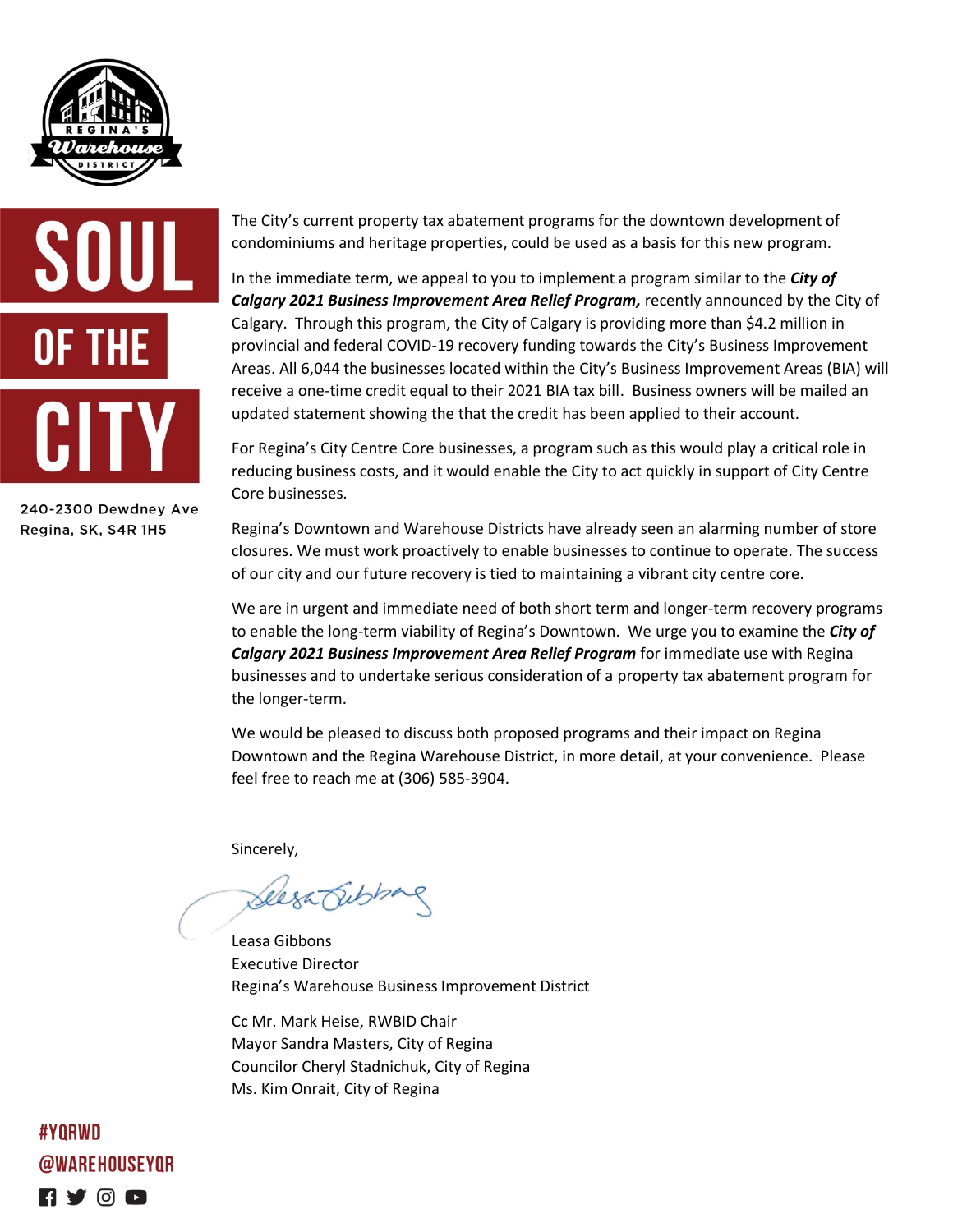The City's current property tax abatement programs for the downtown development of condominiums and heritage properties, could be used as a basis for this new program.

In the immediate term, we appeal to you to implement a program similar to the ***City of Calgary 2021 Business Improvement Area Relief Program,*** recently announced by the City of Calgary. Through this program, the City of Calgary is providing more than $4.2 million in provincial and federal COVID-19 recovery funding towards the City's Business Improvement Areas. All 6,044 the businesses located within the City's Business Improvement Areas (BIA) will receive a one-time credit equal to their 2021 BIA tax bill. Business owners will be mailed an updated statement showing the that the credit has been applied to their account.

For Regina's City Centre Core businesses, a program such as this would play a critical role in reducing business costs, and it would enable the City to act quickly in support of City Centre Core businesses.

Regina's Downtown and Warehouse Districts have already seen an alarming number of store closures. We must work proactively to enable businesses to continue to operate. The success of our city and our future recovery is tied to maintaining a vibrant city centre core.

We are in urgent and immediate need of both short term and longer-term recovery programs to enable the long-term viability of Regina's Downtown. We urge you to examine the ***City of Calgary 2021 Business Improvement Area Relief Program*** for immediate use with Regina businesses and to undertake serious consideration of a property tax abatement program for the longer-term.

We would be pleased to discuss both proposed programs and their impact on Regina Downtown and the Regina Warehouse District, in more detail, at your convenience. Please feel free to reach me at (306) 585-3904.

Sincerely,

Leasa Gibbons
Executive Director
Regina's Warehouse Business Improvement District

Cc Mr. Mark Heise, RWBID Chair
Mayor Sandra Masters, City of Regina
Councilor Cheryl Stadnichuk, City of Regina
Ms. Kim Onrait, City of Regina

SOUL OF THE CITY

240-2300 Dewdney Ave
Regina, SK, S4R 1H5

#YQRWD
@WAREHOUSEYQR